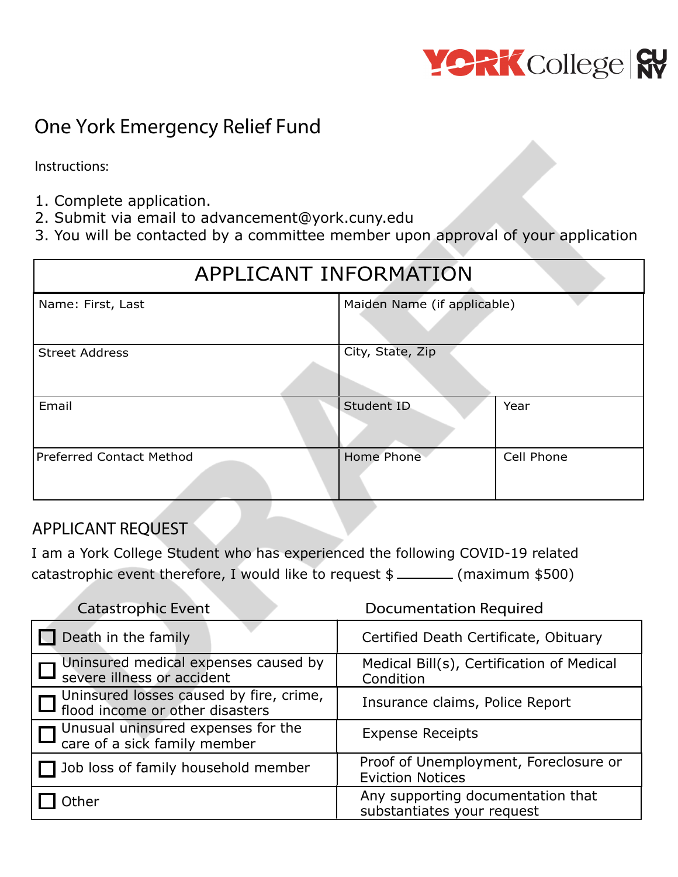# One York Emergency Relief Fund

Instructions:

1. Complete application.
2. Submit via email to advancement@york.cuny.edu
3. You will be contacted by a committee member upon approval of your application

| APPLICANT INFORMATION | | |
|---|---|---|
| Name: First, Last | Maiden Name (if applicable) | |
| Street Address | City, State, Zip | |
| Email | Student ID | Year |
| Preferred Contact Method | Home Phone | Cell Phone |

## APPLICANT REQUEST

I am a York College Student who has experienced the following COVID-19 related catastrophic event therefore, I would like to request $ ______ (maximum $500)

| Catastrophic Event | Documentation Required |
|---|---|
| ☐ Death in the family | Certified Death Certificate, Obituary |
| ☐ Uninsured medical expenses caused by severe illness or accident | Medical Bill(s), Certification of Medical Condition |
| ☐ Uninsured losses caused by fire, crime, flood income or other disasters | Insurance claims, Police Report |
| ☐ Unusual uninsured expenses for the care of a sick family member | Expense Receipts |
| ☐ Job loss of family household member | Proof of Unemployment, Foreclosure or Eviction Notices |
| ☐ Other | Any supporting documentation that substantiates your request |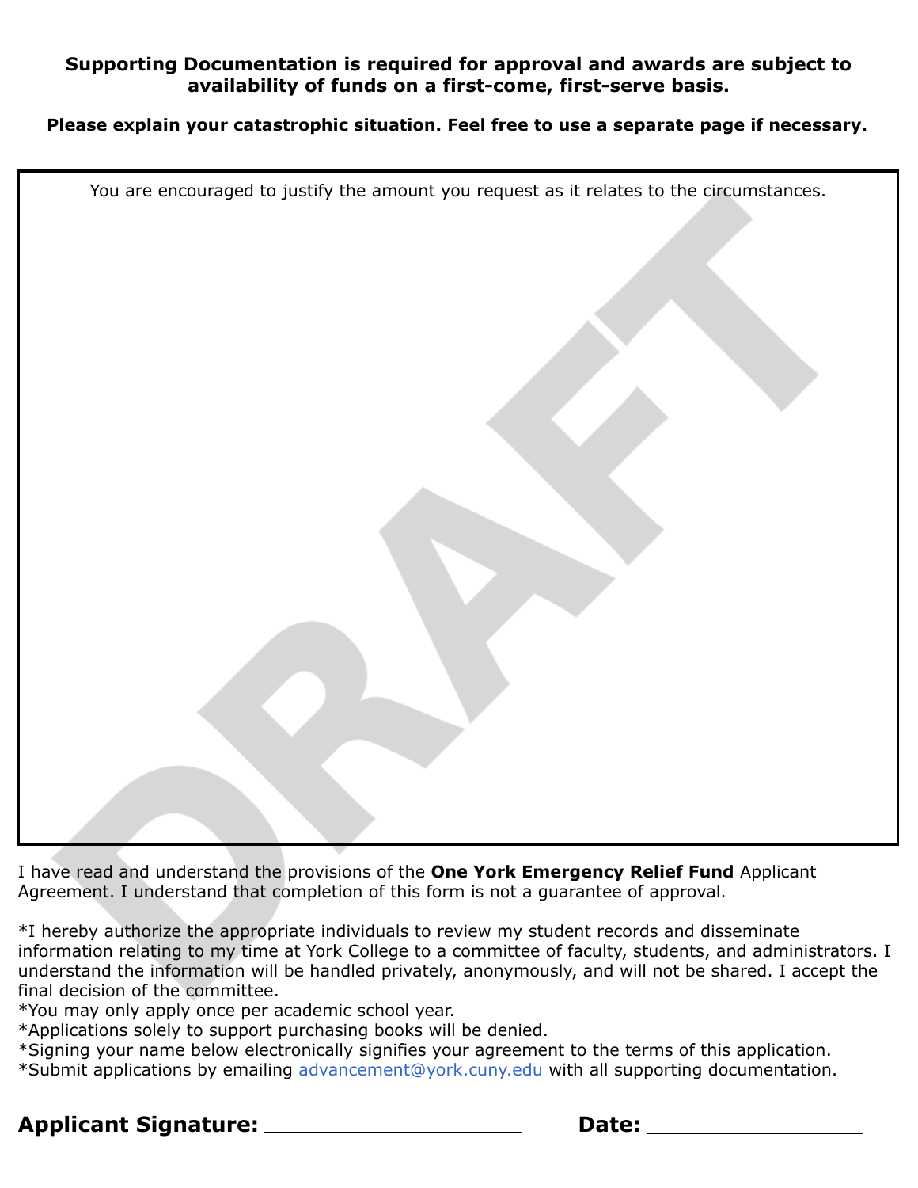**Supporting Documentation is required for approval and awards are subject to availability of funds on a first-come, first-serve basis.**

**Please explain your catastrophic situation. Feel free to use a separate page if necessary.**

You are encouraged to justify the amount you request as it relates to the circumstances.

I have read and understand the provisions of the **One York Emergency Relief Fund** Applicant Agreement. I understand that completion of this form is not a guarantee of approval.

*I hereby authorize the appropriate individuals to review my student records and disseminate information relating to my time at York College to a committee of faculty, students, and administrators. I understand the information will be handled privately, anonymously, and will not be shared. I accept the final decision of the committee.
*You may only apply once per academic school year.
*Applications solely to support purchasing books will be denied.
*Signing your name below electronically signifies your agreement to the terms of this application.
*Submit applications by emailing advancement@york.cuny.edu with all supporting documentation.

**Applicant Signature:** ____________________ **Date:** ________________